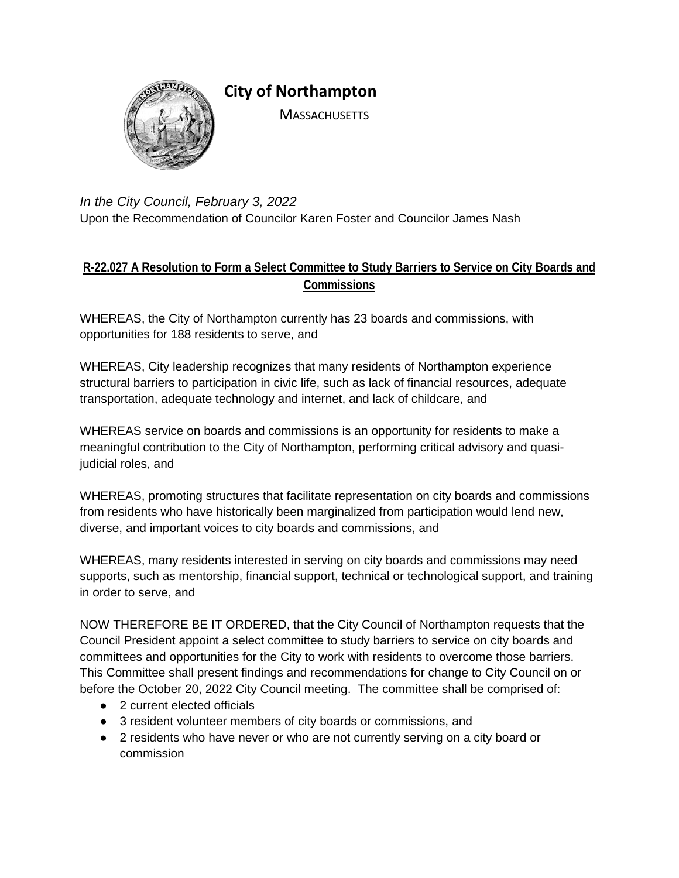# City of Northampton

MASSACHUSETTS

*In the City Council, February 3, 2022*
Upon the Recommendation of Councilor Karen Foster and Councilor James Nash

## R-22.027 A Resolution to Form a Select Committee to Study Barriers to Service on City Boards and Commissions

WHEREAS, the City of Northampton currently has 23 boards and commissions, with opportunities for 188 residents to serve, and

WHEREAS, City leadership recognizes that many residents of Northampton experience structural barriers to participation in civic life, such as lack of financial resources, adequate transportation, adequate technology and internet, and lack of childcare, and

WHEREAS service on boards and commissions is an opportunity for residents to make a meaningful contribution to the City of Northampton, performing critical advisory and quasi-judicial roles, and

WHEREAS, promoting structures that facilitate representation on city boards and commissions from residents who have historically been marginalized from participation would lend new, diverse, and important voices to city boards and commissions, and

WHEREAS, many residents interested in serving on city boards and commissions may need supports, such as mentorship, financial support, technical or technological support, and training in order to serve, and

NOW THEREFORE BE IT ORDERED, that the City Council of Northampton requests that the Council President appoint a select committee to study barriers to service on city boards and committees and opportunities for the City to work with residents to overcome those barriers. This Committee shall present findings and recommendations for change to City Council on or before the October 20, 2022 City Council meeting. The committee shall be comprised of:

- 2 current elected officials
- 3 resident volunteer members of city boards or commissions, and
- 2 residents who have never or who are not currently serving on a city board or commission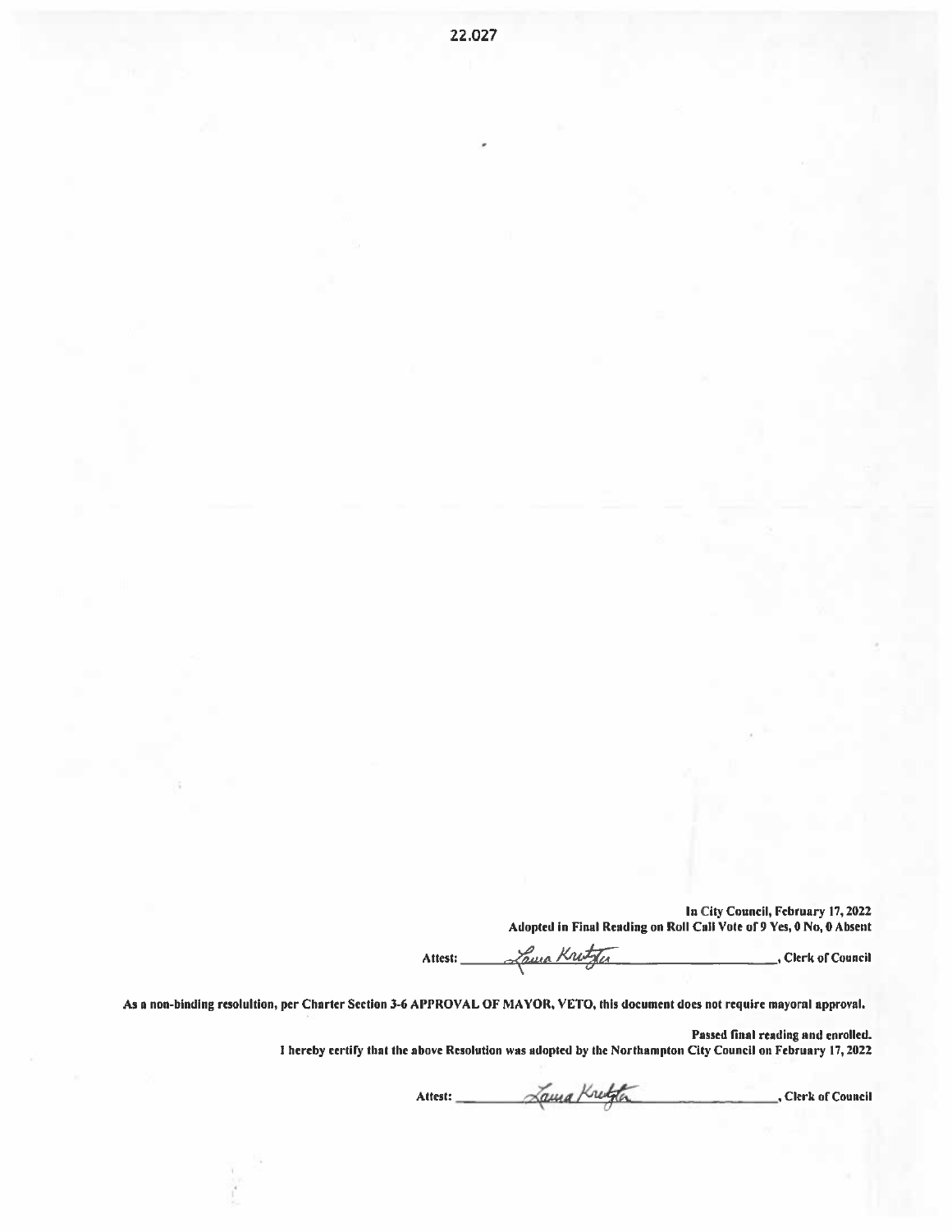22.027

In City Council, February 17, 2022
Adopted in Final Reading on Roll Call Vote of 9 Yes, 0 No, 0 Absent

Attest: Laura Krutzler, Clerk of Council

As a non-binding resolultion, per Charter Section 3-6 APPROVAL OF MAYOR, VETO, this document does not require mayoral approval.

Passed final reading and enrolled.
I hereby certify that the above Resolution was adopted by the Northampton City Council on February 17, 2022

Attest: Laura Krutzler, Clerk of Council